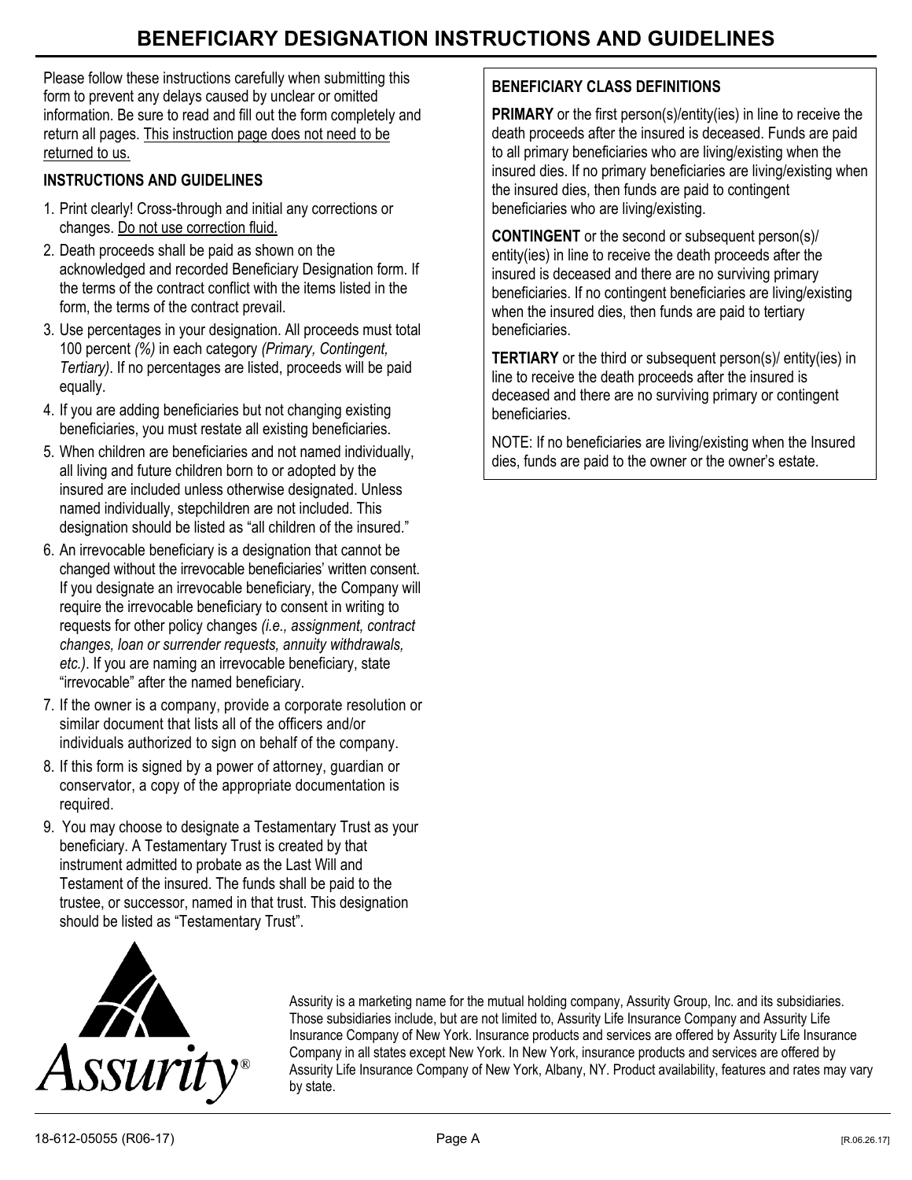# BENEFICIARY DESIGNATION INSTRUCTIONS AND GUIDELINES

Please follow these instructions carefully when submitting this form to prevent any delays caused by unclear or omitted information. Be sure to read and fill out the form completely and return all pages. This instruction page does not need to be returned to us.

### INSTRUCTIONS AND GUIDELINES

1. Print clearly! Cross-through and initial any corrections or changes. Do not use correction fluid.
2. Death proceeds shall be paid as shown on the acknowledged and recorded Beneficiary Designation form. If the terms of the contract conflict with the items listed in the form, the terms of the contract prevail.
3. Use percentages in your designation. All proceeds must total 100 percent *(%)* in each category *(Primary, Contingent, Tertiary)*. If no percentages are listed, proceeds will be paid equally.
4. If you are adding beneficiaries but not changing existing beneficiaries, you must restate all existing beneficiaries.
5. When children are beneficiaries and not named individually, all living and future children born to or adopted by the insured are included unless otherwise designated. Unless named individually, stepchildren are not included. This designation should be listed as "all children of the insured."
6. An irrevocable beneficiary is a designation that cannot be changed without the irrevocable beneficiaries' written consent. If you designate an irrevocable beneficiary, the Company will require the irrevocable beneficiary to consent in writing to requests for other policy changes *(i.e., assignment, contract changes, loan or surrender requests, annuity withdrawals, etc.)*. If you are naming an irrevocable beneficiary, state "irrevocable" after the named beneficiary.
7. If the owner is a company, provide a corporate resolution or similar document that lists all of the officers and/or individuals authorized to sign on behalf of the company.
8. If this form is signed by a power of attorney, guardian or conservator, a copy of the appropriate documentation is required.
9. You may choose to designate a Testamentary Trust as your beneficiary. A Testamentary Trust is created by that instrument admitted to probate as the Last Will and Testament of the insured. The funds shall be paid to the trustee, or successor, named in that trust. This designation should be listed as "Testamentary Trust".

### BENEFICIARY CLASS DEFINITIONS

**PRIMARY** or the first person(s)/entity(ies) in line to receive the death proceeds after the insured is deceased. Funds are paid to all primary beneficiaries who are living/existing when the insured dies. If no primary beneficiaries are living/existing when the insured dies, then funds are paid to contingent beneficiaries who are living/existing.

**CONTINGENT** or the second or subsequent person(s)/ entity(ies) in line to receive the death proceeds after the insured is deceased and there are no surviving primary beneficiaries. If no contingent beneficiaries are living/existing when the insured dies, then funds are paid to tertiary beneficiaries.

**TERTIARY** or the third or subsequent person(s)/ entity(ies) in line to receive the death proceeds after the insured is deceased and there are no surviving primary or contingent beneficiaries.

NOTE: If no beneficiaries are living/existing when the Insured dies, funds are paid to the owner or the owner's estate.

Assurity®

Assurity is a marketing name for the mutual holding company, Assurity Group, Inc. and its subsidiaries. Those subsidiaries include, but are not limited to, Assurity Life Insurance Company and Assurity Life Insurance Company of New York. Insurance products and services are offered by Assurity Life Insurance Company in all states except New York. In New York, insurance products and services are offered by Assurity Life Insurance Company of New York, Albany, NY. Product availability, features and rates may vary by state.

18-612-05055 (R06-17) [R.06.26.17]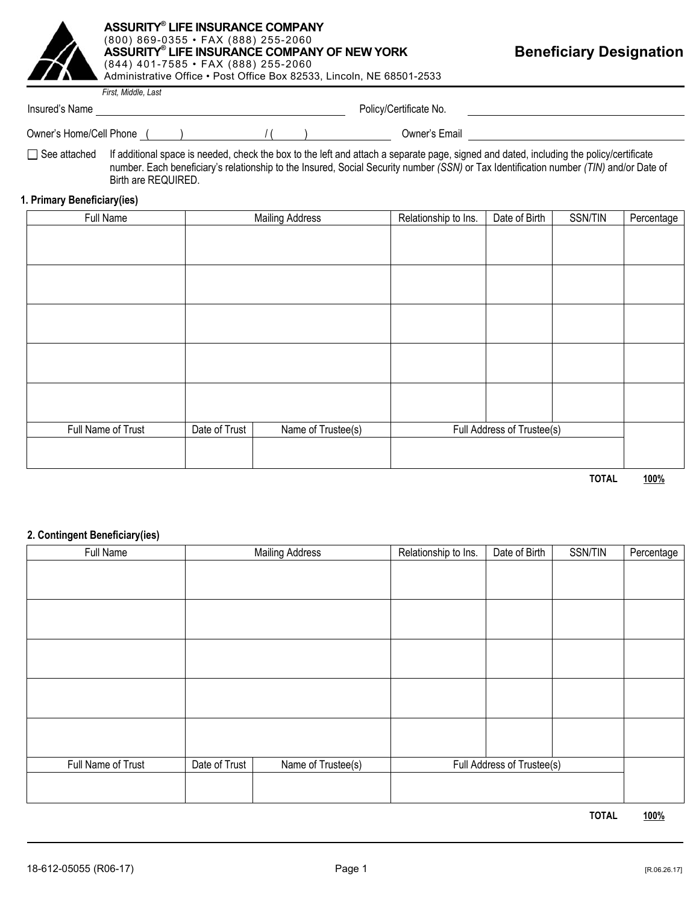**ASSURITY® LIFE INSURANCE COMPANY**
(800) 869-0355 • FAX (888) 255-2060
**ASSURITY® LIFE INSURANCE COMPANY OF NEW YORK**
(844) 401-7585 • FAX (888) 255-2060
Administrative Office • Post Office Box 82533, Lincoln, NE 68501-2533

# Beneficiary Designation

Insured's Name ______________________________ *First, Middle, Last* Policy/Certificate No. ______________________________

Owner's Home/Cell Phone ( ) / ( ) Owner's Email ______________________________

☐ See attached If additional space is needed, check the box to the left and attach a separate page, signed and dated, including the policy/certificate number. Each beneficiary's relationship to the Insured, Social Security number *(SSN)* or Tax Identification number *(TIN)* and/or Date of Birth are REQUIRED.

### 1. Primary Beneficiary(ies)

| Full Name | Mailing Address | Relationship to Ins. | Date of Birth | SSN/TIN | Percentage |
|---|---|---|---|---|---|
| | | | | | |
| | | | | | |
| | | | | | |
| | | | | | |
| | | | | | |

| Full Name of Trust | Date of Trust | Name of Trustee(s) | Full Address of Trustee(s) | |
|---|---|---|---|---|
| | | | | |

**TOTAL** **100%**

### 2. Contingent Beneficiary(ies)

| Full Name | Mailing Address | Relationship to Ins. | Date of Birth | SSN/TIN | Percentage |
|---|---|---|---|---|---|
| | | | | | |
| | | | | | |
| | | | | | |
| | | | | | |
| | | | | | |

| Full Name of Trust | Date of Trust | Name of Trustee(s) | Full Address of Trustee(s) | |
|---|---|---|---|---|
| | | | | |

**TOTAL** **100%**

18-612-05055 (R06-17) [R.06.26.17]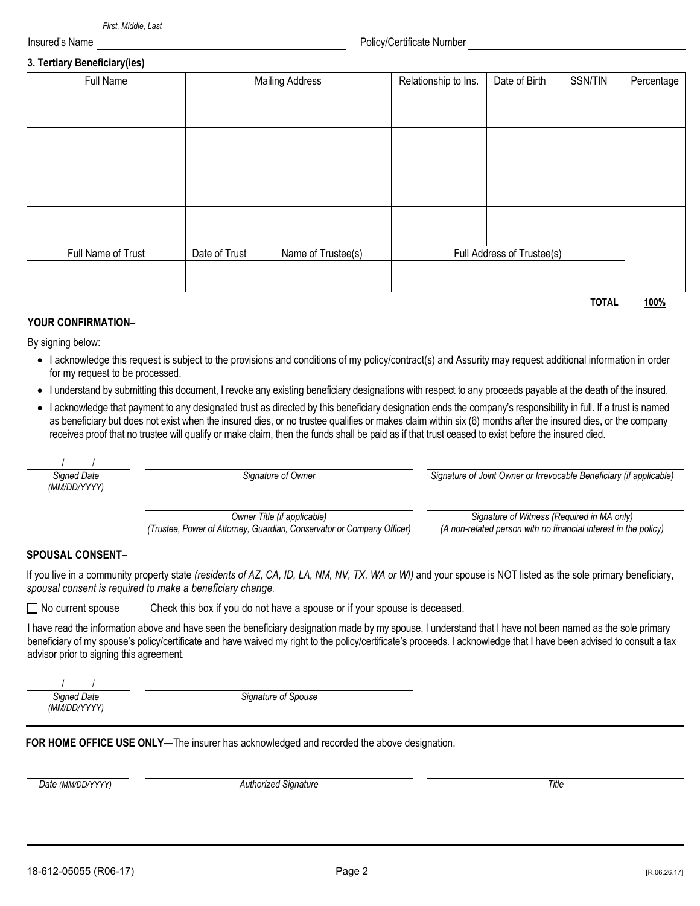Insured's Name _______________ *First, Middle, Last*  Policy/Certificate Number _______________

**3. Tertiary Beneficiary(ies)**

| Full Name | Mailing Address | | Relationship to Ins. | Date of Birth | SSN/TIN | Percentage |
|---|---|---|---|---|---|---|
| | | | | | | |
| | | | | | | |
| | | | | | | |
| | | | | | | |
| Full Name of Trust | Date of Trust | Name of Trustee(s) | Full Address of Trustee(s) | | | |
| | | | | | | |
| | | | | | **TOTAL** | **100%** |

**YOUR CONFIRMATION–**

By signing below:

- I acknowledge this request is subject to the provisions and conditions of my policy/contract(s) and Assurity may request additional information in order for my request to be processed.
- I understand by submitting this document, I revoke any existing beneficiary designations with respect to any proceeds payable at the death of the insured.
- I acknowledge that payment to any designated trust as directed by this beneficiary designation ends the company's responsibility in full. If a trust is named as beneficiary but does not exist when the insured dies, or no trustee qualifies or makes claim within six (6) months after the insured dies, or the company receives proof that no trustee will qualify or make claim, then the funds shall be paid as if that trust ceased to exist before the insured died.

___/___/___ *Signed Date (MM/DD/YYYY)*

_______________ *Signature of Owner*

_______________ *Signature of Joint Owner or Irrevocable Beneficiary (if applicable)*

_______________ *Owner Title (if applicable) (Trustee, Power of Attorney, Guardian, Conservator or Company Officer)*

_______________ *Signature of Witness (Required in MA only) (A non-related person with no financial interest in the policy)*

**SPOUSAL CONSENT–**

If you live in a community property state *(residents of AZ, CA, ID, LA, NM, NV, TX, WA or WI)* and your spouse is NOT listed as the sole primary beneficiary, *spousal consent is required to make a beneficiary change.*

☐ No current spouse  Check this box if you do not have a spouse or if your spouse is deceased.

I have read the information above and have seen the beneficiary designation made by my spouse. I understand that I have not been named as the sole primary beneficiary of my spouse's policy/certificate and have waived my right to the policy/certificate's proceeds. I acknowledge that I have been advised to consult a tax advisor prior to signing this agreement.

___/___/___ *Signed Date (MM/DD/YYYY)*

_______________ *Signature of Spouse*

**FOR HOME OFFICE USE ONLY—**The insurer has acknowledged and recorded the above designation.

_______________ *Date (MM/DD/YYYY)*

_______________ *Authorized Signature*

_______________ *Title*

18-612-05055 (R06-17)  [R.06.26.17]